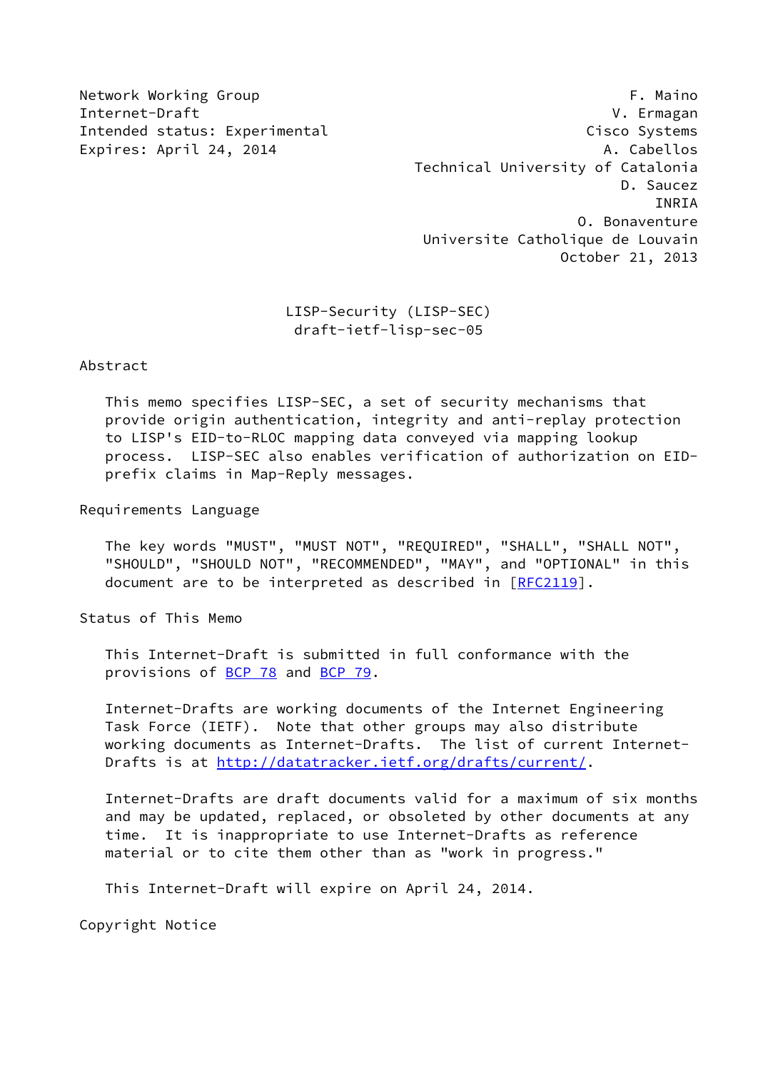Network Working Group F. Maino
Internet-Draft V. Ermagan
Intended status: Experimental Cisco Systems
Expires: April 24, 2014 A. Cabellos
Technical University of Catalonia
D. Saucez
INRIA
O. Bonaventure
Universite Catholique de Louvain
October 21, 2013

# LISP-Security (LISP-SEC)
draft-ietf-lisp-sec-05

## Abstract

This memo specifies LISP-SEC, a set of security mechanisms that provide origin authentication, integrity and anti-replay protection to LISP's EID-to-RLOC mapping data conveyed via mapping lookup process. LISP-SEC also enables verification of authorization on EID-prefix claims in Map-Reply messages.

## Requirements Language

The key words "MUST", "MUST NOT", "REQUIRED", "SHALL", "SHALL NOT", "SHOULD", "SHOULD NOT", "RECOMMENDED", "MAY", and "OPTIONAL" in this document are to be interpreted as described in [RFC2119].

## Status of This Memo

This Internet-Draft is submitted in full conformance with the provisions of BCP 78 and BCP 79.

Internet-Drafts are working documents of the Internet Engineering Task Force (IETF). Note that other groups may also distribute working documents as Internet-Drafts. The list of current Internet-Drafts is at http://datatracker.ietf.org/drafts/current/.

Internet-Drafts are draft documents valid for a maximum of six months and may be updated, replaced, or obsoleted by other documents at any time. It is inappropriate to use Internet-Drafts as reference material or to cite them other than as "work in progress."

This Internet-Draft will expire on April 24, 2014.

## Copyright Notice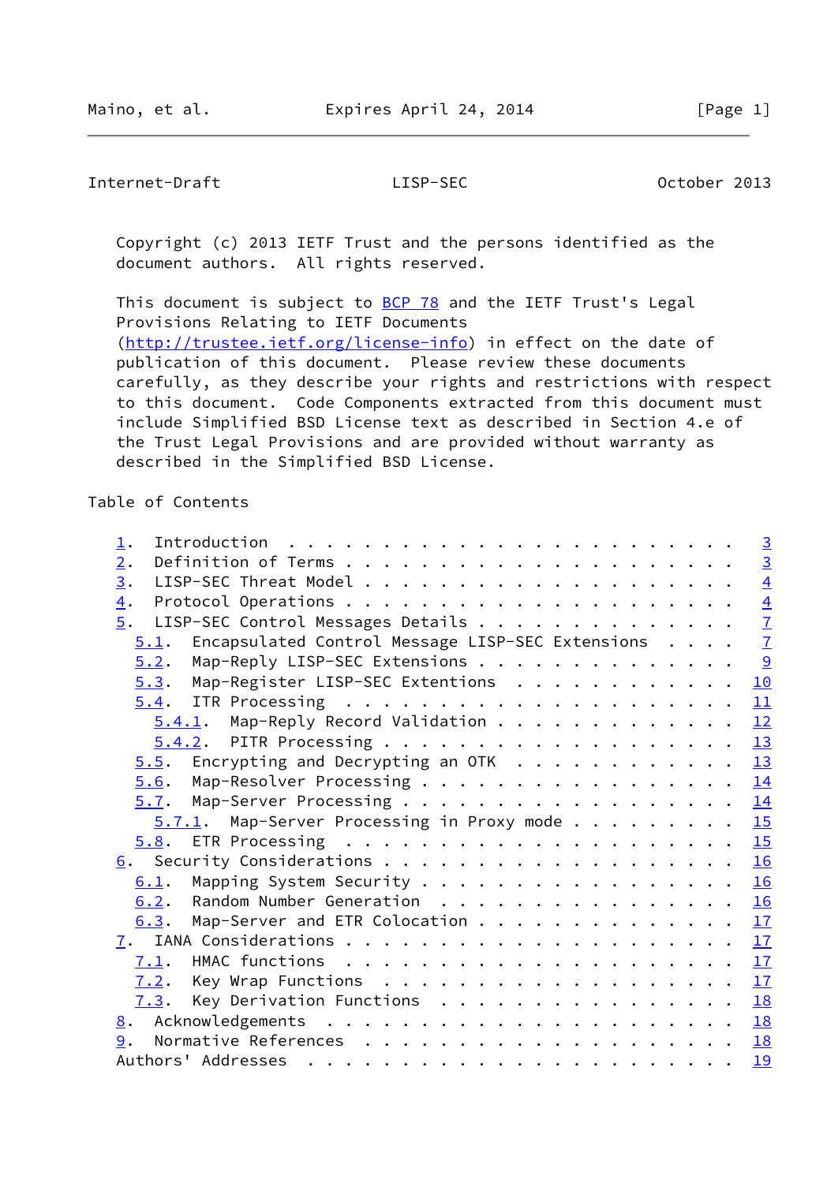Copyright (c) 2013 IETF Trust and the persons identified as the document authors. All rights reserved.

This document is subject to BCP 78 and the IETF Trust's Legal Provisions Relating to IETF Documents (http://trustee.ietf.org/license-info) in effect on the date of publication of this document. Please review these documents carefully, as they describe your rights and restrictions with respect to this document. Code Components extracted from this document must include Simplified BSD License text as described in Section 4.e of the Trust Legal Provisions and are provided without warranty as described in the Simplified BSD License.

Table of Contents

- 1. Introduction . . . . . . . . . . . . . . . . . . . . . . . . 3
- 2. Definition of Terms . . . . . . . . . . . . . . . . . . . . . 3
- 3. LISP-SEC Threat Model . . . . . . . . . . . . . . . . . . . . 4
- 4. Protocol Operations . . . . . . . . . . . . . . . . . . . . . 4
- 5. LISP-SEC Control Messages Details . . . . . . . . . . . . . . 7
  - 5.1. Encapsulated Control Message LISP-SEC Extensions . . . . 7
  - 5.2. Map-Reply LISP-SEC Extensions . . . . . . . . . . . . . 9
  - 5.3. Map-Register LISP-SEC Extentions . . . . . . . . . . . . 10
  - 5.4. ITR Processing . . . . . . . . . . . . . . . . . . . . . 11
    - 5.4.1. Map-Reply Record Validation . . . . . . . . . . . . 12
    - 5.4.2. PITR Processing . . . . . . . . . . . . . . . . . . 13
  - 5.5. Encrypting and Decrypting an OTK . . . . . . . . . . . . 13
  - 5.6. Map-Resolver Processing . . . . . . . . . . . . . . . . 14
  - 5.7. Map-Server Processing . . . . . . . . . . . . . . . . . 14
    - 5.7.1. Map-Server Processing in Proxy mode . . . . . . . . 15
  - 5.8. ETR Processing . . . . . . . . . . . . . . . . . . . . . 15
- 6. Security Considerations . . . . . . . . . . . . . . . . . . . 16
  - 6.1. Mapping System Security . . . . . . . . . . . . . . . . 16
  - 6.2. Random Number Generation . . . . . . . . . . . . . . . . 16
  - 6.3. Map-Server and ETR Colocation . . . . . . . . . . . . . 17
- 7. IANA Considerations . . . . . . . . . . . . . . . . . . . . . 17
  - 7.1. HMAC functions . . . . . . . . . . . . . . . . . . . . . 17
  - 7.2. Key Wrap Functions . . . . . . . . . . . . . . . . . . . 17
  - 7.3. Key Derivation Functions . . . . . . . . . . . . . . . . 18
- 8. Acknowledgements . . . . . . . . . . . . . . . . . . . . . . 18
- 9. Normative References . . . . . . . . . . . . . . . . . . . . 18
- Authors' Addresses . . . . . . . . . . . . . . . . . . . . . . . 19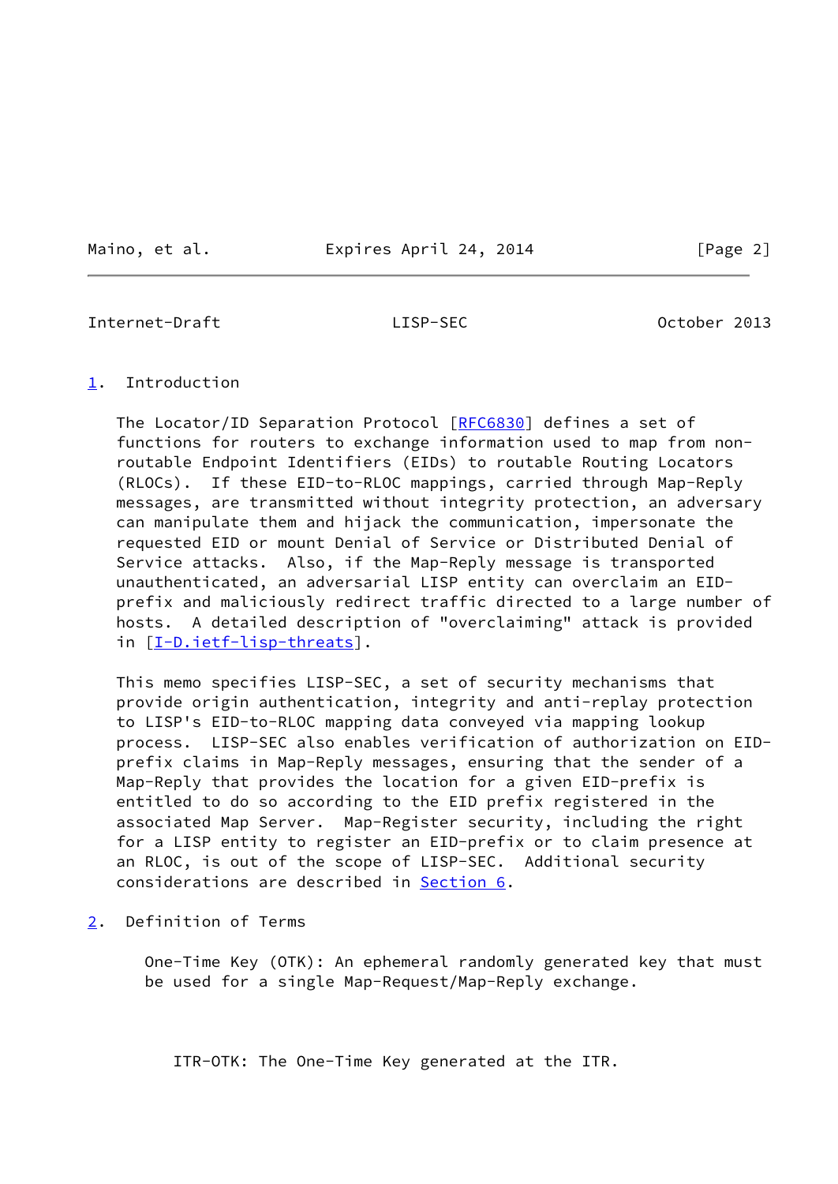## 1. Introduction

The Locator/ID Separation Protocol [RFC6830] defines a set of functions for routers to exchange information used to map from non-routable Endpoint Identifiers (EIDs) to routable Routing Locators (RLOCs). If these EID-to-RLOC mappings, carried through Map-Reply messages, are transmitted without integrity protection, an adversary can manipulate them and hijack the communication, impersonate the requested EID or mount Denial of Service or Distributed Denial of Service attacks. Also, if the Map-Reply message is transported unauthenticated, an adversarial LISP entity can overclaim an EID-prefix and maliciously redirect traffic directed to a large number of hosts. A detailed description of "overclaiming" attack is provided in [I-D.ietf-lisp-threats].

This memo specifies LISP-SEC, a set of security mechanisms that provide origin authentication, integrity and anti-replay protection to LISP's EID-to-RLOC mapping data conveyed via mapping lookup process. LISP-SEC also enables verification of authorization on EID-prefix claims in Map-Reply messages, ensuring that the sender of a Map-Reply that provides the location for a given EID-prefix is entitled to do so according to the EID prefix registered in the associated Map Server. Map-Register security, including the right for a LISP entity to register an EID-prefix or to claim presence at an RLOC, is out of the scope of LISP-SEC. Additional security considerations are described in Section 6.

## 2. Definition of Terms

One-Time Key (OTK): An ephemeral randomly generated key that must be used for a single Map-Request/Map-Reply exchange.

ITR-OTK: The One-Time Key generated at the ITR.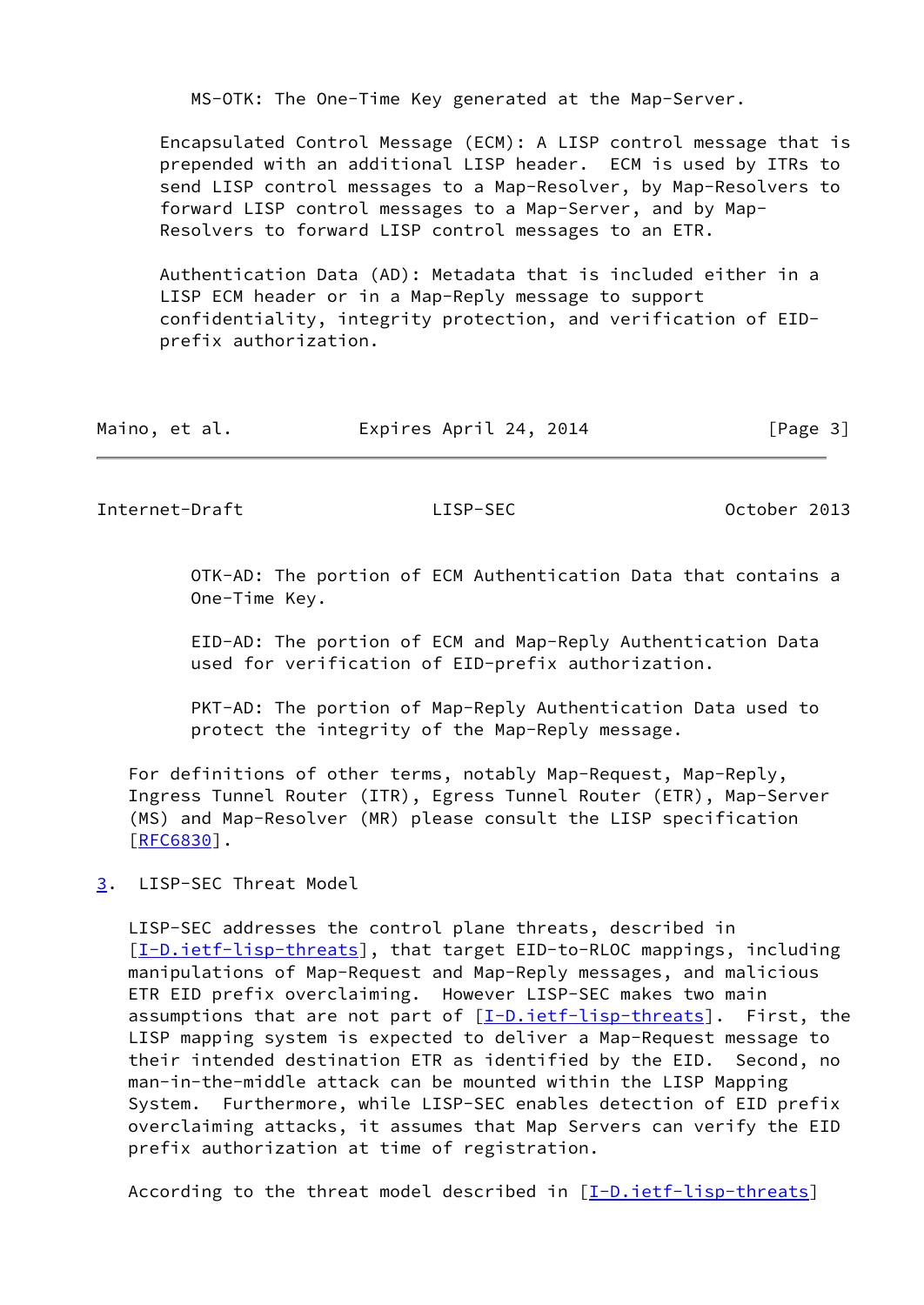MS-OTK: The One-Time Key generated at the Map-Server.

Encapsulated Control Message (ECM): A LISP control message that is prepended with an additional LISP header. ECM is used by ITRs to send LISP control messages to a Map-Resolver, by Map-Resolvers to forward LISP control messages to a Map-Server, and by Map-Resolvers to forward LISP control messages to an ETR.

Authentication Data (AD): Metadata that is included either in a LISP ECM header or in a Map-Reply message to support confidentiality, integrity protection, and verification of EID-prefix authorization.

OTK-AD: The portion of ECM Authentication Data that contains a One-Time Key.

EID-AD: The portion of ECM and Map-Reply Authentication Data used for verification of EID-prefix authorization.

PKT-AD: The portion of Map-Reply Authentication Data used to protect the integrity of the Map-Reply message.

For definitions of other terms, notably Map-Request, Map-Reply, Ingress Tunnel Router (ITR), Egress Tunnel Router (ETR), Map-Server (MS) and Map-Resolver (MR) please consult the LISP specification [RFC6830].

## 3. LISP-SEC Threat Model

LISP-SEC addresses the control plane threats, described in [I-D.ietf-lisp-threats], that target EID-to-RLOC mappings, including manipulations of Map-Request and Map-Reply messages, and malicious ETR EID prefix overclaiming. However LISP-SEC makes two main assumptions that are not part of [I-D.ietf-lisp-threats]. First, the LISP mapping system is expected to deliver a Map-Request message to their intended destination ETR as identified by the EID. Second, no man-in-the-middle attack can be mounted within the LISP Mapping System. Furthermore, while LISP-SEC enables detection of EID prefix overclaiming attacks, it assumes that Map Servers can verify the EID prefix authorization at time of registration.

According to the threat model described in [I-D.ietf-lisp-threats]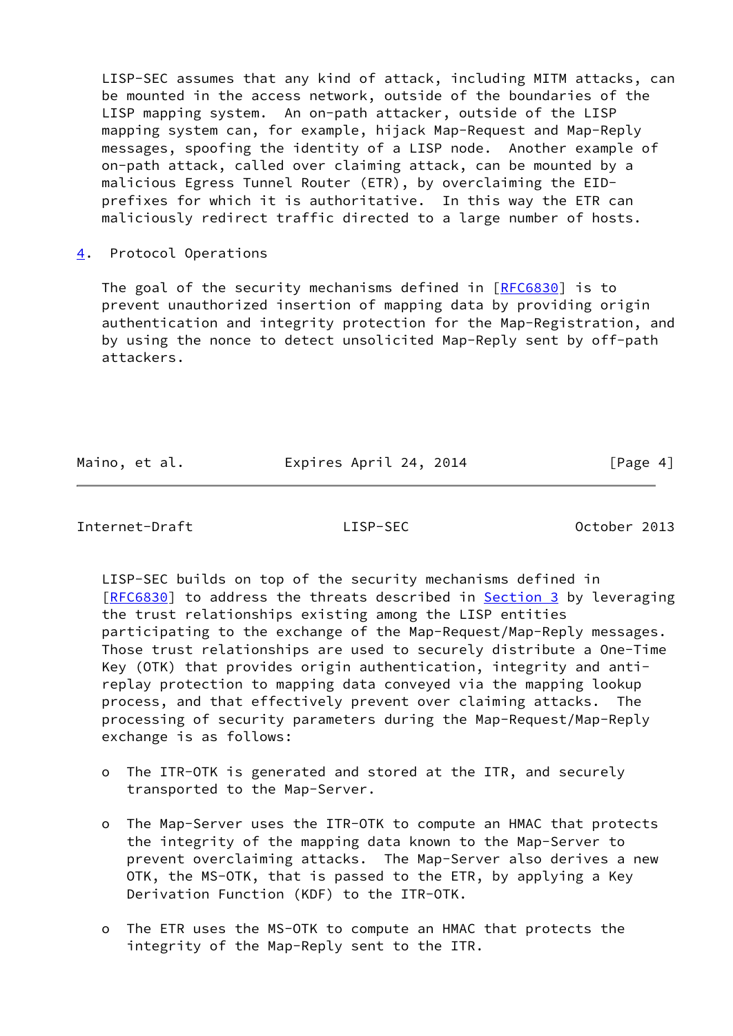LISP-SEC assumes that any kind of attack, including MITM attacks, can be mounted in the access network, outside of the boundaries of the LISP mapping system. An on-path attacker, outside of the LISP mapping system can, for example, hijack Map-Request and Map-Reply messages, spoofing the identity of a LISP node. Another example of on-path attack, called over claiming attack, can be mounted by a malicious Egress Tunnel Router (ETR), by overclaiming the EID-prefixes for which it is authoritative. In this way the ETR can maliciously redirect traffic directed to a large number of hosts.

## 4. Protocol Operations

The goal of the security mechanisms defined in [RFC6830] is to prevent unauthorized insertion of mapping data by providing origin authentication and integrity protection for the Map-Registration, and by using the nonce to detect unsolicited Map-Reply sent by off-path attackers.

LISP-SEC builds on top of the security mechanisms defined in [RFC6830] to address the threats described in Section 3 by leveraging the trust relationships existing among the LISP entities participating to the exchange of the Map-Request/Map-Reply messages. Those trust relationships are used to securely distribute a One-Time Key (OTK) that provides origin authentication, integrity and anti-replay protection to mapping data conveyed via the mapping lookup process, and that effectively prevent over claiming attacks. The processing of security parameters during the Map-Request/Map-Reply exchange is as follows:

- The ITR-OTK is generated and stored at the ITR, and securely transported to the Map-Server.

- The Map-Server uses the ITR-OTK to compute an HMAC that protects the integrity of the mapping data known to the Map-Server to prevent overclaiming attacks. The Map-Server also derives a new OTK, the MS-OTK, that is passed to the ETR, by applying a Key Derivation Function (KDF) to the ITR-OTK.

- The ETR uses the MS-OTK to compute an HMAC that protects the integrity of the Map-Reply sent to the ITR.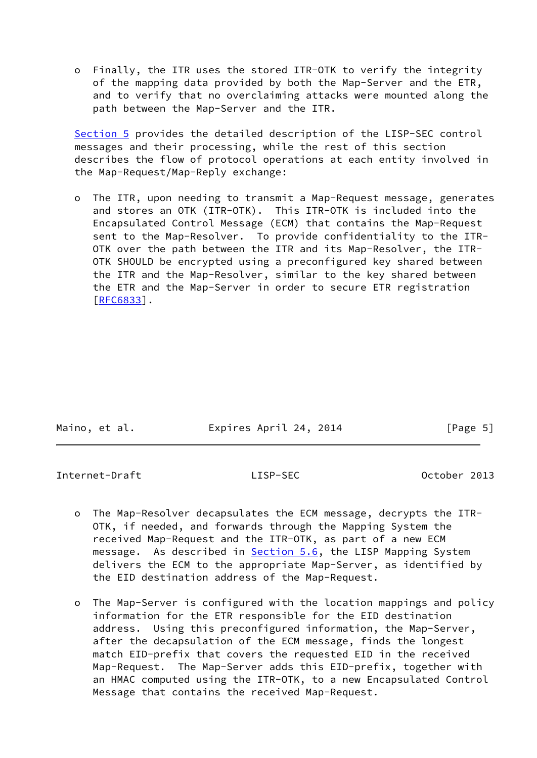- Finally, the ITR uses the stored ITR-OTK to verify the integrity of the mapping data provided by both the Map-Server and the ETR, and to verify that no overclaiming attacks were mounted along the path between the Map-Server and the ITR.

Section 5 provides the detailed description of the LISP-SEC control messages and their processing, while the rest of this section describes the flow of protocol operations at each entity involved in the Map-Request/Map-Reply exchange:

- The ITR, upon needing to transmit a Map-Request message, generates and stores an OTK (ITR-OTK). This ITR-OTK is included into the Encapsulated Control Message (ECM) that contains the Map-Request sent to the Map-Resolver. To provide confidentiality to the ITR-OTK over the path between the ITR and its Map-Resolver, the ITR-OTK SHOULD be encrypted using a preconfigured key shared between the ITR and the Map-Resolver, similar to the key shared between the ETR and the Map-Server in order to secure ETR registration [RFC6833].

- The Map-Resolver decapsulates the ECM message, decrypts the ITR-OTK, if needed, and forwards through the Mapping System the received Map-Request and the ITR-OTK, as part of a new ECM message. As described in Section 5.6, the LISP Mapping System delivers the ECM to the appropriate Map-Server, as identified by the EID destination address of the Map-Request.

- The Map-Server is configured with the location mappings and policy information for the ETR responsible for the EID destination address. Using this preconfigured information, the Map-Server, after the decapsulation of the ECM message, finds the longest match EID-prefix that covers the requested EID in the received Map-Request. The Map-Server adds this EID-prefix, together with an HMAC computed using the ITR-OTK, to a new Encapsulated Control Message that contains the received Map-Request.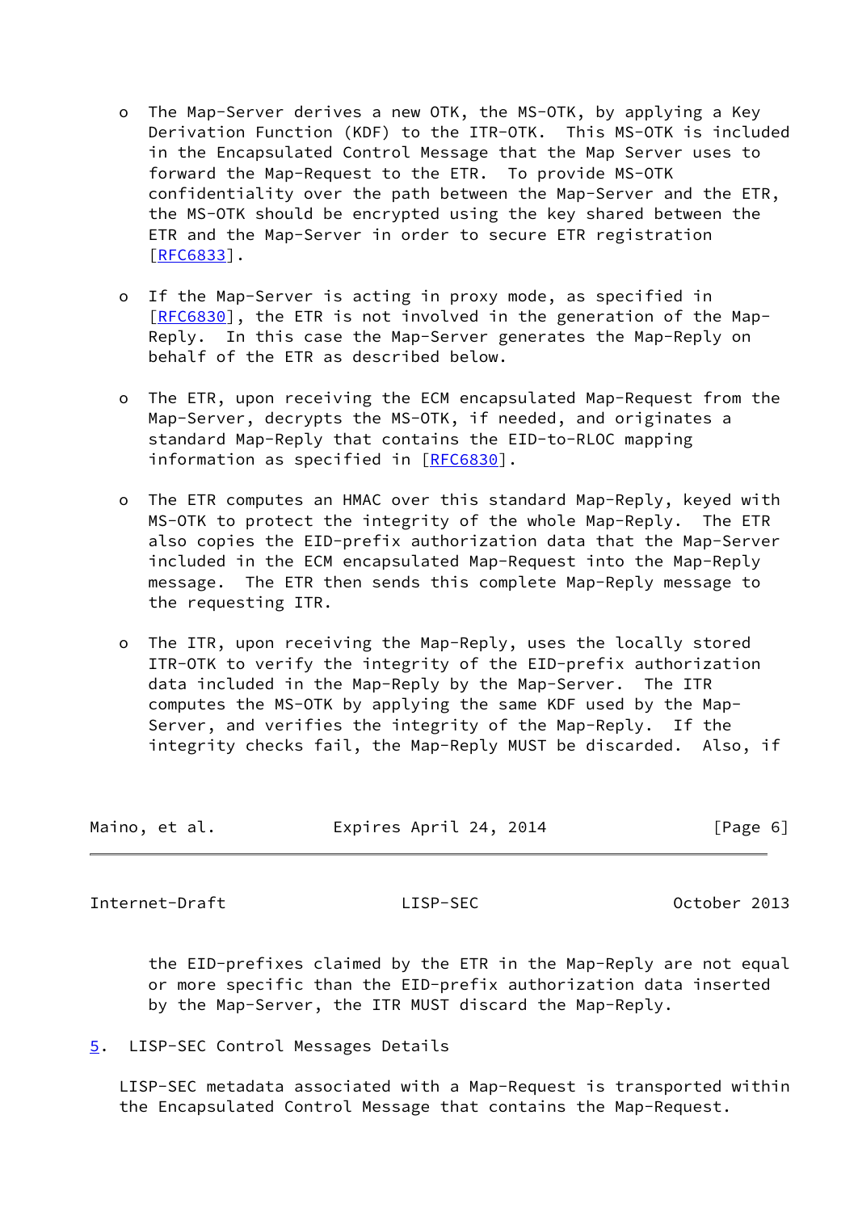- The Map-Server derives a new OTK, the MS-OTK, by applying a Key Derivation Function (KDF) to the ITR-OTK. This MS-OTK is included in the Encapsulated Control Message that the Map Server uses to forward the Map-Request to the ETR. To provide MS-OTK confidentiality over the path between the Map-Server and the ETR, the MS-OTK should be encrypted using the key shared between the ETR and the Map-Server in order to secure ETR registration [RFC6833].

- If the Map-Server is acting in proxy mode, as specified in [RFC6830], the ETR is not involved in the generation of the Map-Reply. In this case the Map-Server generates the Map-Reply on behalf of the ETR as described below.

- The ETR, upon receiving the ECM encapsulated Map-Request from the Map-Server, decrypts the MS-OTK, if needed, and originates a standard Map-Reply that contains the EID-to-RLOC mapping information as specified in [RFC6830].

- The ETR computes an HMAC over this standard Map-Reply, keyed with MS-OTK to protect the integrity of the whole Map-Reply. The ETR also copies the EID-prefix authorization data that the Map-Server included in the ECM encapsulated Map-Request into the Map-Reply message. The ETR then sends this complete Map-Reply message to the requesting ITR.

- The ITR, upon receiving the Map-Reply, uses the locally stored ITR-OTK to verify the integrity of the EID-prefix authorization data included in the Map-Reply by the Map-Server. The ITR computes the MS-OTK by applying the same KDF used by the Map-Server, and verifies the integrity of the Map-Reply. If the integrity checks fail, the Map-Reply MUST be discarded. Also, if the EID-prefixes claimed by the ETR in the Map-Reply are not equal or more specific than the EID-prefix authorization data inserted by the Map-Server, the ITR MUST discard the Map-Reply.

## 5. LISP-SEC Control Messages Details

LISP-SEC metadata associated with a Map-Request is transported within the Encapsulated Control Message that contains the Map-Request.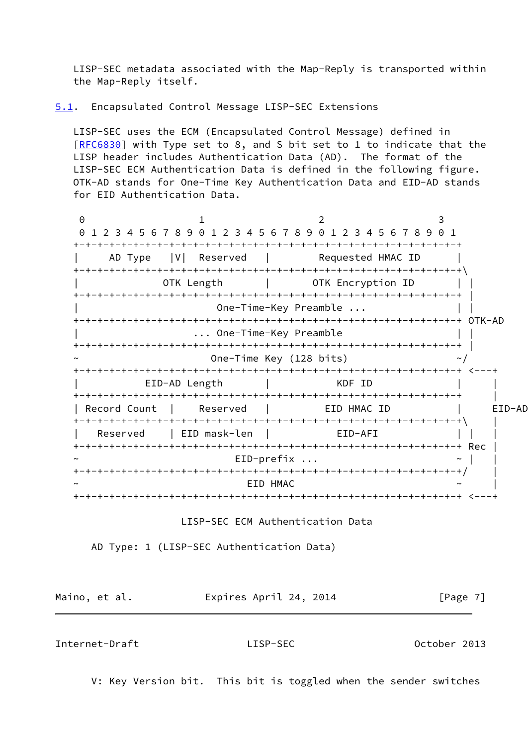LISP-SEC metadata associated with the Map-Reply is transported within the Map-Reply itself.

## 5.1. Encapsulated Control Message LISP-SEC Extensions

LISP-SEC uses the ECM (Encapsulated Control Message) defined in [RFC6830] with Type set to 8, and S bit set to 1 to indicate that the LISP header includes Authentication Data (AD). The format of the LISP-SEC ECM Authentication Data is defined in the following figure. OTK-AD stands for One-Time Key Authentication Data and EID-AD stands for EID Authentication Data.

```
 0                   1                   2                   3
 0 1 2 3 4 5 6 7 8 9 0 1 2 3 4 5 6 7 8 9 0 1 2 3 4 5 6 7 8 9 0 1
+-+-+-+-+-+-+-+-+-+-+-+-+-+-+-+-+-+-+-+-+-+-+-+-+-+-+-+-+-+-+-+-+
|     AD Type   |V|  Reserved   |        Requested HMAC ID      |
+-+-+-+-+-+-+-+-+-+-+-+-+-+-+-+-+-+-+-+-+-+-+-+-+-+-+-+-+-+-+-+-+\
|              OTK Length       |       OTK Encryption ID       | |
+-+-+-+-+-+-+-+-+-+-+-+-+-+-+-+-+-+-+-+-+-+-+-+-+-+-+-+-+-+-+-+-+ |
|                       One-Time-Key Preamble ...               | |
+-+-+-+-+-+-+-+-+-+-+-+-+-+-+-+-+-+-+-+-+-+-+-+-+-+-+-+-+-+-+-+-+ OTK-AD
|                   ... One-Time-Key Preamble                   | |
+-+-+-+-+-+-+-+-+-+-+-+-+-+-+-+-+-+-+-+-+-+-+-+-+-+-+-+-+-+-+-+-+ |
~                      One-Time Key (128 bits)                  ~/
+-+-+-+-+-+-+-+-+-+-+-+-+-+-+-+-+-+-+-+-+-+-+-+-+-+-+-+-+-+-+-+-+ <---+
|           EID-AD Length       |           KDF ID              |     |
+-+-+-+-+-+-+-+-+-+-+-+-+-+-+-+-+-+-+-+-+-+-+-+-+-+-+-+-+-+-+-+-+     |
| Record Count  |    Reserved   |         EID HMAC ID           |   EID-AD
+-+-+-+-+-+-+-+-+-+-+-+-+-+-+-+-+-+-+-+-+-+-+-+-+-+-+-+-+-+-+-+-+\    |
|   Reserved    | EID mask-len  |           EID-AFI             | |   |
+-+-+-+-+-+-+-+-+-+-+-+-+-+-+-+-+-+-+-+-+-+-+-+-+-+-+-+-+-+-+-+-+ Rec |
~                          EID-prefix ...                       ~ |   |
+-+-+-+-+-+-+-+-+-+-+-+-+-+-+-+-+-+-+-+-+-+-+-+-+-+-+-+-+-+-+-+-+/    |
~                            EID HMAC                           ~     |
+-+-+-+-+-+-+-+-+-+-+-+-+-+-+-+-+-+-+-+-+-+-+-+-+-+-+-+-+-+-+-+-+ <---+
```

LISP-SEC ECM Authentication Data

AD Type: 1 (LISP-SEC Authentication Data)

V: Key Version bit. This bit is toggled when the sender switches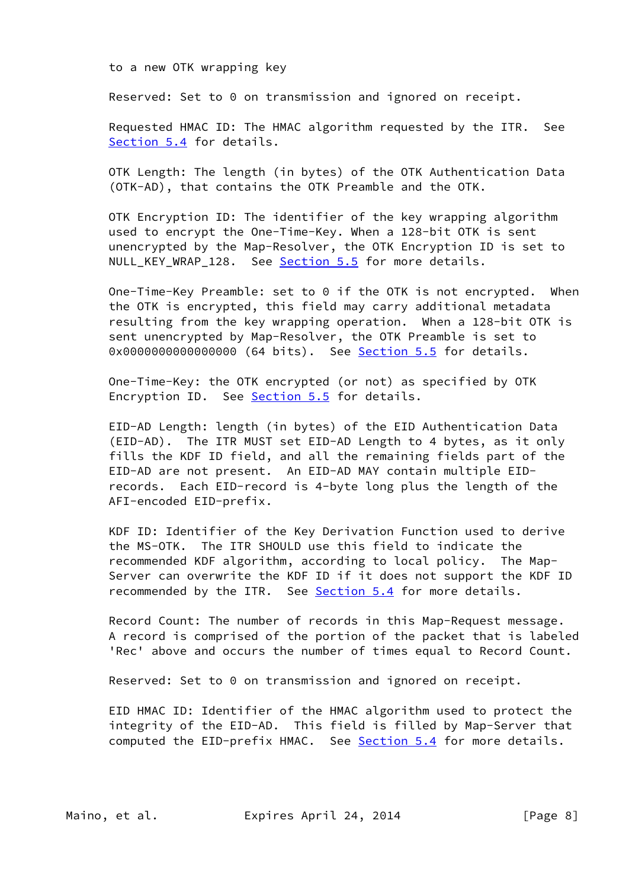to a new OTK wrapping key

Reserved: Set to 0 on transmission and ignored on receipt.

Requested HMAC ID: The HMAC algorithm requested by the ITR. See Section 5.4 for details.

OTK Length: The length (in bytes) of the OTK Authentication Data (OTK-AD), that contains the OTK Preamble and the OTK.

OTK Encryption ID: The identifier of the key wrapping algorithm used to encrypt the One-Time-Key. When a 128-bit OTK is sent unencrypted by the Map-Resolver, the OTK Encryption ID is set to NULL_KEY_WRAP_128. See Section 5.5 for more details.

One-Time-Key Preamble: set to 0 if the OTK is not encrypted. When the OTK is encrypted, this field may carry additional metadata resulting from the key wrapping operation. When a 128-bit OTK is sent unencrypted by Map-Resolver, the OTK Preamble is set to 0x0000000000000000 (64 bits). See Section 5.5 for details.

One-Time-Key: the OTK encrypted (or not) as specified by OTK Encryption ID. See Section 5.5 for details.

EID-AD Length: length (in bytes) of the EID Authentication Data (EID-AD). The ITR MUST set EID-AD Length to 4 bytes, as it only fills the KDF ID field, and all the remaining fields part of the EID-AD are not present. An EID-AD MAY contain multiple EID-records. Each EID-record is 4-byte long plus the length of the AFI-encoded EID-prefix.

KDF ID: Identifier of the Key Derivation Function used to derive the MS-OTK. The ITR SHOULD use this field to indicate the recommended KDF algorithm, according to local policy. The Map-Server can overwrite the KDF ID if it does not support the KDF ID recommended by the ITR. See Section 5.4 for more details.

Record Count: The number of records in this Map-Request message. A record is comprised of the portion of the packet that is labeled 'Rec' above and occurs the number of times equal to Record Count.

Reserved: Set to 0 on transmission and ignored on receipt.

EID HMAC ID: Identifier of the HMAC algorithm used to protect the integrity of the EID-AD. This field is filled by Map-Server that computed the EID-prefix HMAC. See Section 5.4 for more details.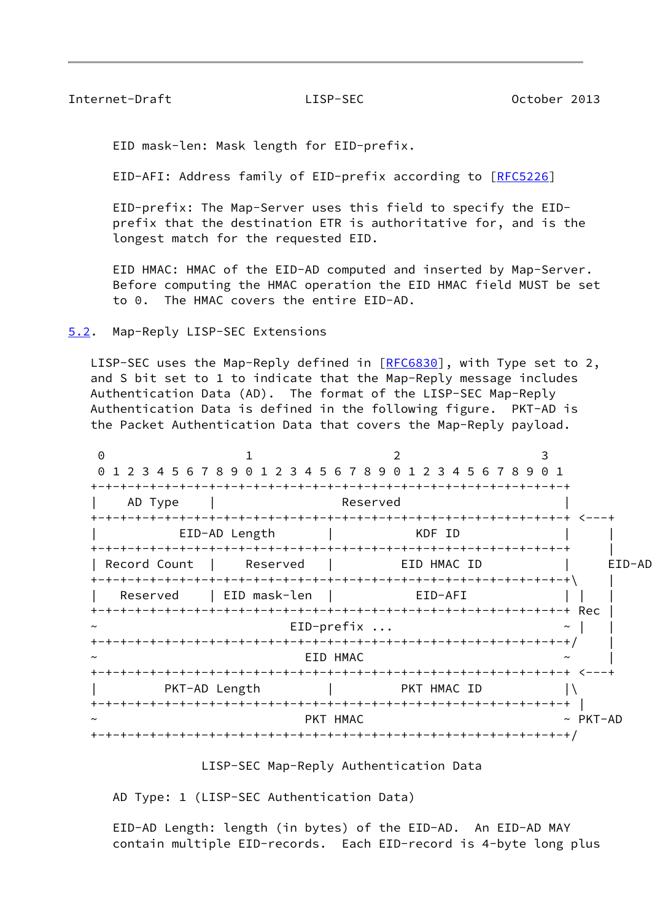EID mask-len: Mask length for EID-prefix.

EID-AFI: Address family of EID-prefix according to [RFC5226]

EID-prefix: The Map-Server uses this field to specify the EID-prefix that the destination ETR is authoritative for, and is the longest match for the requested EID.

EID HMAC: HMAC of the EID-AD computed and inserted by Map-Server. Before computing the HMAC operation the EID HMAC field MUST be set to 0. The HMAC covers the entire EID-AD.

## 5.2. Map-Reply LISP-SEC Extensions

LISP-SEC uses the Map-Reply defined in [RFC6830], with Type set to 2, and S bit set to 1 to indicate that the Map-Reply message includes Authentication Data (AD). The format of the LISP-SEC Map-Reply Authentication Data is defined in the following figure. PKT-AD is the Packet Authentication Data that covers the Map-Reply payload.

```
 0                   1                   2                   3
 0 1 2 3 4 5 6 7 8 9 0 1 2 3 4 5 6 7 8 9 0 1 2 3 4 5 6 7 8 9 0 1
+-+-+-+-+-+-+-+-+-+-+-+-+-+-+-+-+-+-+-+-+-+-+-+-+-+-+-+-+-+-+-+-+
|    AD Type    |                   Reserved                    |
+-+-+-+-+-+-+-+-+-+-+-+-+-+-+-+-+-+-+-+-+-+-+-+-+-+-+-+-+-+-+-+-+ <---+
|         EID-AD Length         |            KDF ID             |     |
+-+-+-+-+-+-+-+-+-+-+-+-+-+-+-+-+-+-+-+-+-+-+-+-+-+-+-+-+-+-+-+-+     |
| Record Count  |    Reserved   |         EID HMAC ID           |   EID-AD
+-+-+-+-+-+-+-+-+-+-+-+-+-+-+-+-+-+-+-+-+-+-+-+-+-+-+-+-+-+-+-+-+\    |
|   Reserved    | EID mask-len  |           EID-AFI             | |   |
+-+-+-+-+-+-+-+-+-+-+-+-+-+-+-+-+-+-+-+-+-+-+-+-+-+-+-+-+-+-+-+-+ Rec |
~                          EID-prefix ...                       ~ |   |
+-+-+-+-+-+-+-+-+-+-+-+-+-+-+-+-+-+-+-+-+-+-+-+-+-+-+-+-+-+-+-+-+/    |
~                            EID HMAC                           ~     |
+-+-+-+-+-+-+-+-+-+-+-+-+-+-+-+-+-+-+-+-+-+-+-+-+-+-+-+-+-+-+-+-+ <---+
|         PKT-AD Length         |         PKT HMAC ID           |\
+-+-+-+-+-+-+-+-+-+-+-+-+-+-+-+-+-+-+-+-+-+-+-+-+-+-+-+-+-+-+-+-+ |
~                            PKT HMAC                           ~ PKT-AD
+-+-+-+-+-+-+-+-+-+-+-+-+-+-+-+-+-+-+-+-+-+-+-+-+-+-+-+-+-+-+-+-+/
```

LISP-SEC Map-Reply Authentication Data

AD Type: 1 (LISP-SEC Authentication Data)

EID-AD Length: length (in bytes) of the EID-AD. An EID-AD MAY contain multiple EID-records. Each EID-record is 4-byte long plus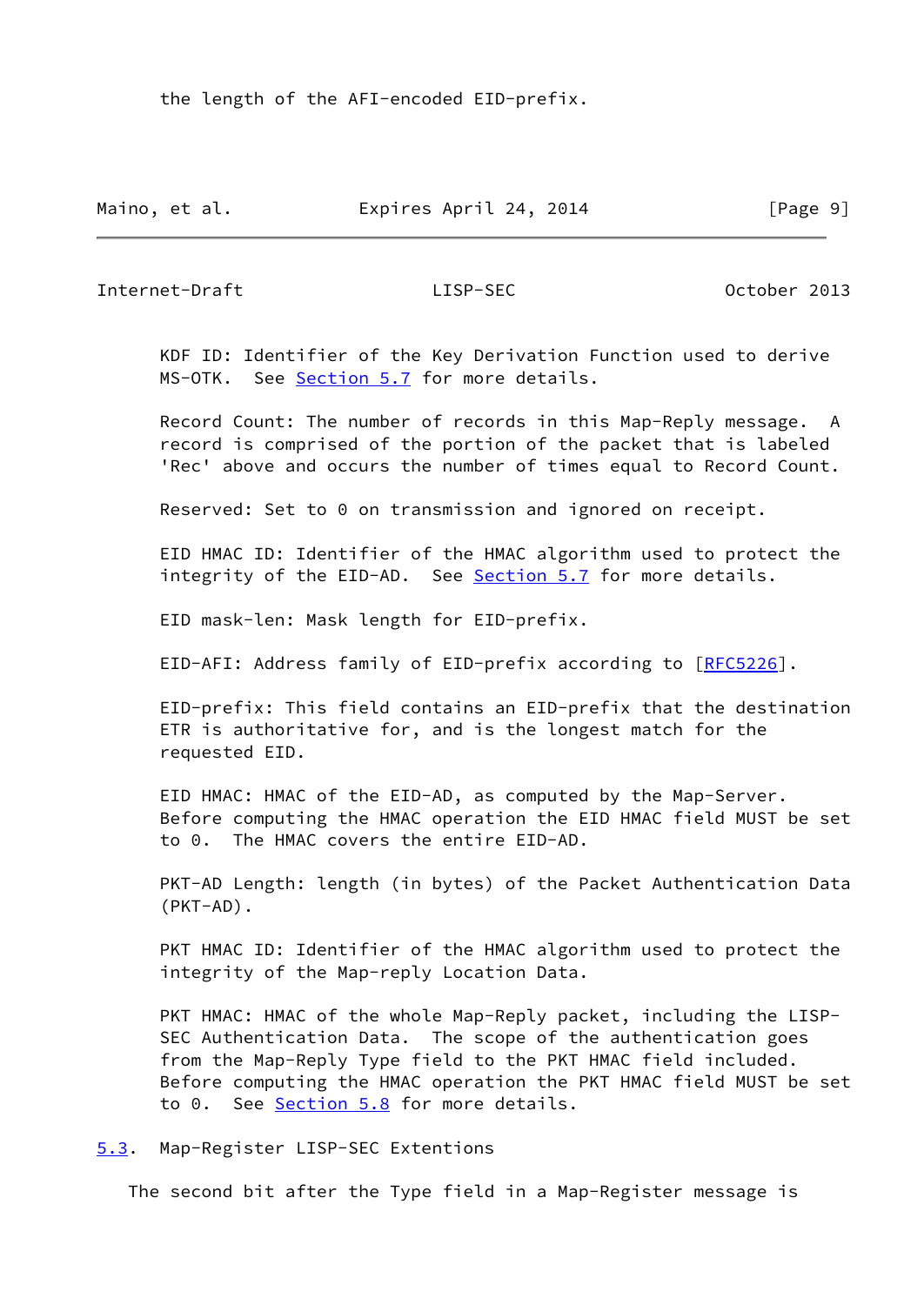the length of the AFI-encoded EID-prefix.

KDF ID: Identifier of the Key Derivation Function used to derive MS-OTK. See Section 5.7 for more details.

Record Count: The number of records in this Map-Reply message. A record is comprised of the portion of the packet that is labeled 'Rec' above and occurs the number of times equal to Record Count.

Reserved: Set to 0 on transmission and ignored on receipt.

EID HMAC ID: Identifier of the HMAC algorithm used to protect the integrity of the EID-AD. See Section 5.7 for more details.

EID mask-len: Mask length for EID-prefix.

EID-AFI: Address family of EID-prefix according to [RFC5226].

EID-prefix: This field contains an EID-prefix that the destination ETR is authoritative for, and is the longest match for the requested EID.

EID HMAC: HMAC of the EID-AD, as computed by the Map-Server. Before computing the HMAC operation the EID HMAC field MUST be set to 0. The HMAC covers the entire EID-AD.

PKT-AD Length: length (in bytes) of the Packet Authentication Data (PKT-AD).

PKT HMAC ID: Identifier of the HMAC algorithm used to protect the integrity of the Map-reply Location Data.

PKT HMAC: HMAC of the whole Map-Reply packet, including the LISP-SEC Authentication Data. The scope of the authentication goes from the Map-Reply Type field to the PKT HMAC field included. Before computing the HMAC operation the PKT HMAC field MUST be set to 0. See Section 5.8 for more details.

## 5.3. Map-Register LISP-SEC Extentions

The second bit after the Type field in a Map-Register message is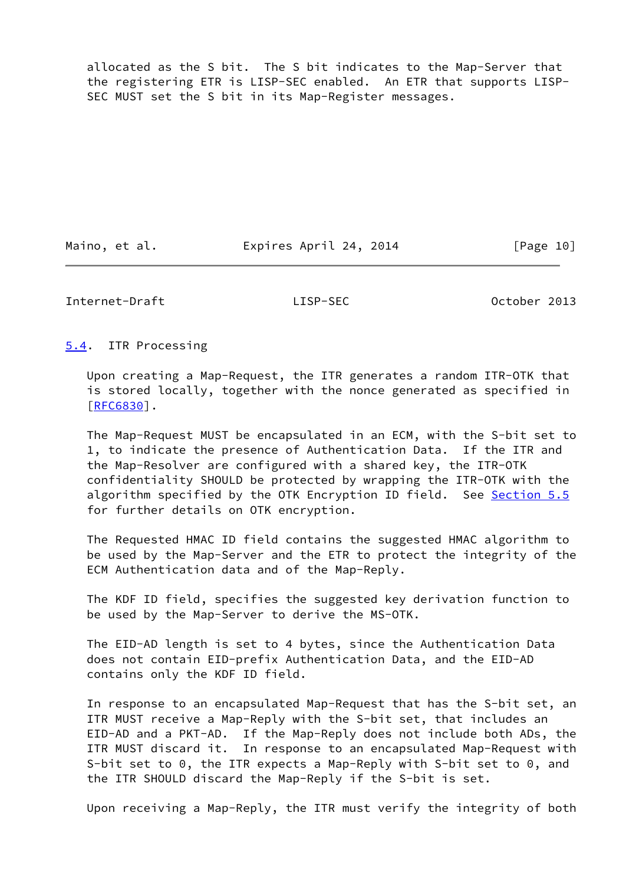allocated as the S bit. The S bit indicates to the Map-Server that the registering ETR is LISP-SEC enabled. An ETR that supports LISP-SEC MUST set the S bit in its Map-Register messages.

### 5.4. ITR Processing

Upon creating a Map-Request, the ITR generates a random ITR-OTK that is stored locally, together with the nonce generated as specified in [RFC6830].

The Map-Request MUST be encapsulated in an ECM, with the S-bit set to 1, to indicate the presence of Authentication Data. If the ITR and the Map-Resolver are configured with a shared key, the ITR-OTK confidentiality SHOULD be protected by wrapping the ITR-OTK with the algorithm specified by the OTK Encryption ID field. See Section 5.5 for further details on OTK encryption.

The Requested HMAC ID field contains the suggested HMAC algorithm to be used by the Map-Server and the ETR to protect the integrity of the ECM Authentication data and of the Map-Reply.

The KDF ID field, specifies the suggested key derivation function to be used by the Map-Server to derive the MS-OTK.

The EID-AD length is set to 4 bytes, since the Authentication Data does not contain EID-prefix Authentication Data, and the EID-AD contains only the KDF ID field.

In response to an encapsulated Map-Request that has the S-bit set, an ITR MUST receive a Map-Reply with the S-bit set, that includes an EID-AD and a PKT-AD. If the Map-Reply does not include both ADs, the ITR MUST discard it. In response to an encapsulated Map-Request with S-bit set to 0, the ITR expects a Map-Reply with S-bit set to 0, and the ITR SHOULD discard the Map-Reply if the S-bit is set.

Upon receiving a Map-Reply, the ITR must verify the integrity of both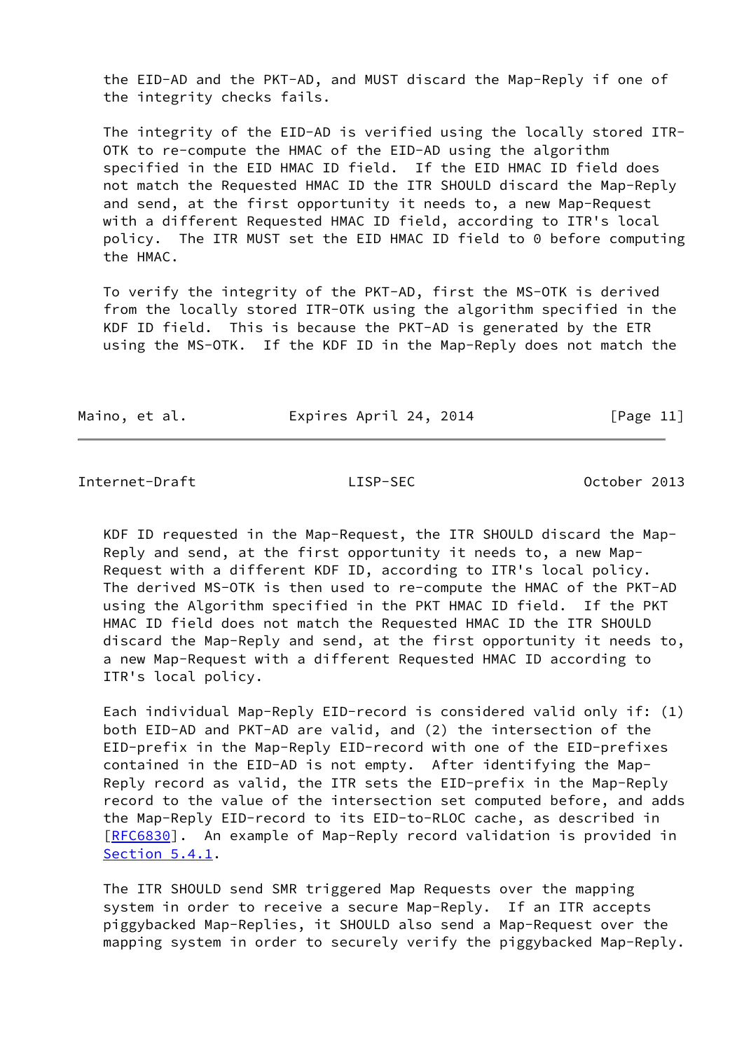the EID-AD and the PKT-AD, and MUST discard the Map-Reply if one of the integrity checks fails.

The integrity of the EID-AD is verified using the locally stored ITR-OTK to re-compute the HMAC of the EID-AD using the algorithm specified in the EID HMAC ID field. If the EID HMAC ID field does not match the Requested HMAC ID the ITR SHOULD discard the Map-Reply and send, at the first opportunity it needs to, a new Map-Request with a different Requested HMAC ID field, according to ITR's local policy. The ITR MUST set the EID HMAC ID field to 0 before computing the HMAC.

To verify the integrity of the PKT-AD, first the MS-OTK is derived from the locally stored ITR-OTK using the algorithm specified in the KDF ID field. This is because the PKT-AD is generated by the ETR using the MS-OTK. If the KDF ID in the Map-Reply does not match the KDF ID requested in the Map-Request, the ITR SHOULD discard the Map-Reply and send, at the first opportunity it needs to, a new Map-Request with a different KDF ID, according to ITR's local policy. The derived MS-OTK is then used to re-compute the HMAC of the PKT-AD using the Algorithm specified in the PKT HMAC ID field. If the PKT HMAC ID field does not match the Requested HMAC ID the ITR SHOULD discard the Map-Reply and send, at the first opportunity it needs to, a new Map-Request with a different Requested HMAC ID according to ITR's local policy.

Each individual Map-Reply EID-record is considered valid only if: (1) both EID-AD and PKT-AD are valid, and (2) the intersection of the EID-prefix in the Map-Reply EID-record with one of the EID-prefixes contained in the EID-AD is not empty. After identifying the Map-Reply record as valid, the ITR sets the EID-prefix in the Map-Reply record to the value of the intersection set computed before, and adds the Map-Reply EID-record to its EID-to-RLOC cache, as described in [RFC6830]. An example of Map-Reply record validation is provided in Section 5.4.1.

The ITR SHOULD send SMR triggered Map Requests over the mapping system in order to receive a secure Map-Reply. If an ITR accepts piggybacked Map-Replies, it SHOULD also send a Map-Request over the mapping system in order to securely verify the piggybacked Map-Reply.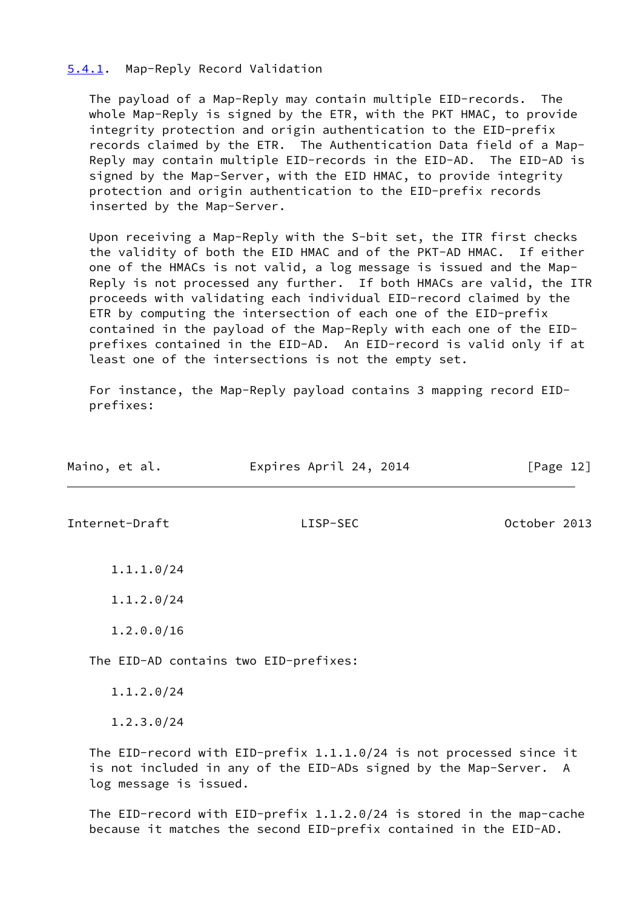### 5.4.1. Map-Reply Record Validation

The payload of a Map-Reply may contain multiple EID-records. The whole Map-Reply is signed by the ETR, with the PKT HMAC, to provide integrity protection and origin authentication to the EID-prefix records claimed by the ETR. The Authentication Data field of a Map-Reply may contain multiple EID-records in the EID-AD. The EID-AD is signed by the Map-Server, with the EID HMAC, to provide integrity protection and origin authentication to the EID-prefix records inserted by the Map-Server.

Upon receiving a Map-Reply with the S-bit set, the ITR first checks the validity of both the EID HMAC and of the PKT-AD HMAC. If either one of the HMACs is not valid, a log message is issued and the Map-Reply is not processed any further. If both HMACs are valid, the ITR proceeds with validating each individual EID-record claimed by the ETR by computing the intersection of each one of the EID-prefix contained in the payload of the Map-Reply with each one of the EID-prefixes contained in the EID-AD. An EID-record is valid only if at least one of the intersections is not the empty set.

For instance, the Map-Reply payload contains 3 mapping record EID-prefixes:

    1.1.1.0/24

    1.1.2.0/24

    1.2.0.0/16

The EID-AD contains two EID-prefixes:

    1.1.2.0/24

    1.2.3.0/24

The EID-record with EID-prefix 1.1.1.0/24 is not processed since it is not included in any of the EID-ADs signed by the Map-Server. A log message is issued.

The EID-record with EID-prefix 1.1.2.0/24 is stored in the map-cache because it matches the second EID-prefix contained in the EID-AD.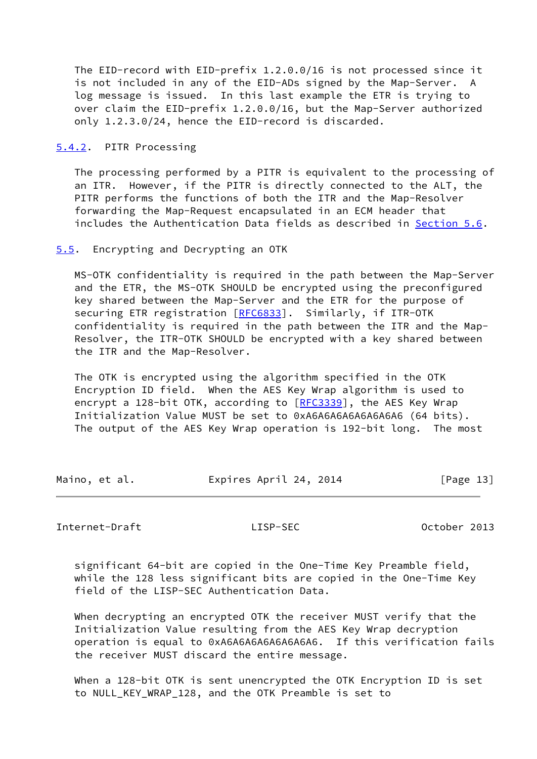The EID-record with EID-prefix 1.2.0.0/16 is not processed since it is not included in any of the EID-ADs signed by the Map-Server. A log message is issued. In this last example the ETR is trying to over claim the EID-prefix 1.2.0.0/16, but the Map-Server authorized only 1.2.3.0/24, hence the EID-record is discarded.

### 5.4.2. PITR Processing

The processing performed by a PITR is equivalent to the processing of an ITR. However, if the PITR is directly connected to the ALT, the PITR performs the functions of both the ITR and the Map-Resolver forwarding the Map-Request encapsulated in an ECM header that includes the Authentication Data fields as described in Section 5.6.

## 5.5. Encrypting and Decrypting an OTK

MS-OTK confidentiality is required in the path between the Map-Server and the ETR, the MS-OTK SHOULD be encrypted using the preconfigured key shared between the Map-Server and the ETR for the purpose of securing ETR registration [RFC6833]. Similarly, if ITR-OTK confidentiality is required in the path between the ITR and the Map-Resolver, the ITR-OTK SHOULD be encrypted with a key shared between the ITR and the Map-Resolver.

The OTK is encrypted using the algorithm specified in the OTK Encryption ID field. When the AES Key Wrap algorithm is used to encrypt a 128-bit OTK, according to [RFC3339], the AES Key Wrap Initialization Value MUST be set to 0xA6A6A6A6A6A6A6A6 (64 bits). The output of the AES Key Wrap operation is 192-bit long. The most significant 64-bit are copied in the One-Time Key Preamble field, while the 128 less significant bits are copied in the One-Time Key field of the LISP-SEC Authentication Data.

When decrypting an encrypted OTK the receiver MUST verify that the Initialization Value resulting from the AES Key Wrap decryption operation is equal to 0xA6A6A6A6A6A6A6A6. If this verification fails the receiver MUST discard the entire message.

When a 128-bit OTK is sent unencrypted the OTK Encryption ID is set to NULL_KEY_WRAP_128, and the OTK Preamble is set to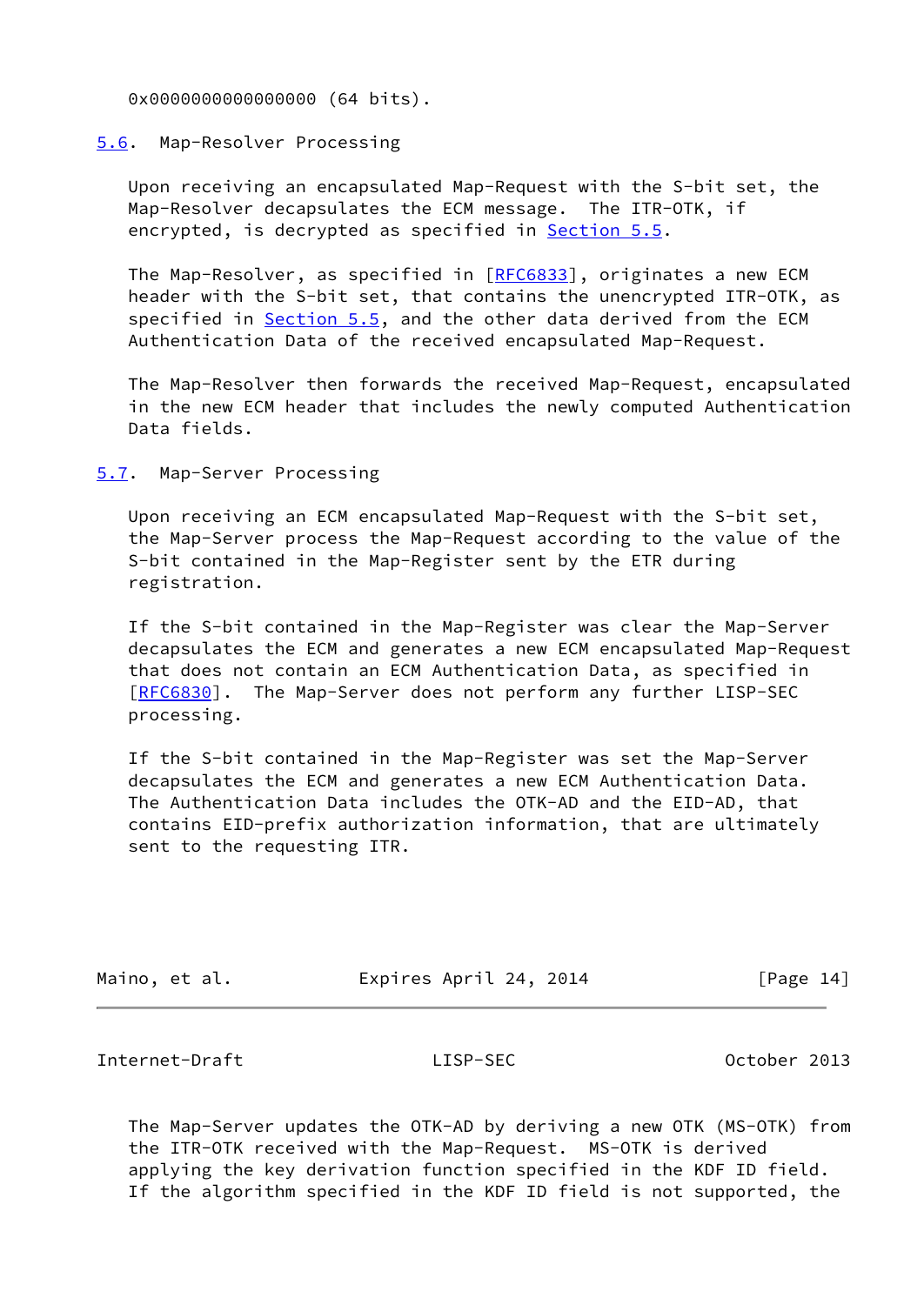0x0000000000000000 (64 bits).

### 5.6. Map-Resolver Processing

Upon receiving an encapsulated Map-Request with the S-bit set, the Map-Resolver decapsulates the ECM message. The ITR-OTK, if encrypted, is decrypted as specified in Section 5.5.

The Map-Resolver, as specified in [RFC6833], originates a new ECM header with the S-bit set, that contains the unencrypted ITR-OTK, as specified in Section 5.5, and the other data derived from the ECM Authentication Data of the received encapsulated Map-Request.

The Map-Resolver then forwards the received Map-Request, encapsulated in the new ECM header that includes the newly computed Authentication Data fields.

### 5.7. Map-Server Processing

Upon receiving an ECM encapsulated Map-Request with the S-bit set, the Map-Server process the Map-Request according to the value of the S-bit contained in the Map-Register sent by the ETR during registration.

If the S-bit contained in the Map-Register was clear the Map-Server decapsulates the ECM and generates a new ECM encapsulated Map-Request that does not contain an ECM Authentication Data, as specified in [RFC6830]. The Map-Server does not perform any further LISP-SEC processing.

If the S-bit contained in the Map-Register was set the Map-Server decapsulates the ECM and generates a new ECM Authentication Data. The Authentication Data includes the OTK-AD and the EID-AD, that contains EID-prefix authorization information, that are ultimately sent to the requesting ITR.

The Map-Server updates the OTK-AD by deriving a new OTK (MS-OTK) from the ITR-OTK received with the Map-Request. MS-OTK is derived applying the key derivation function specified in the KDF ID field. If the algorithm specified in the KDF ID field is not supported, the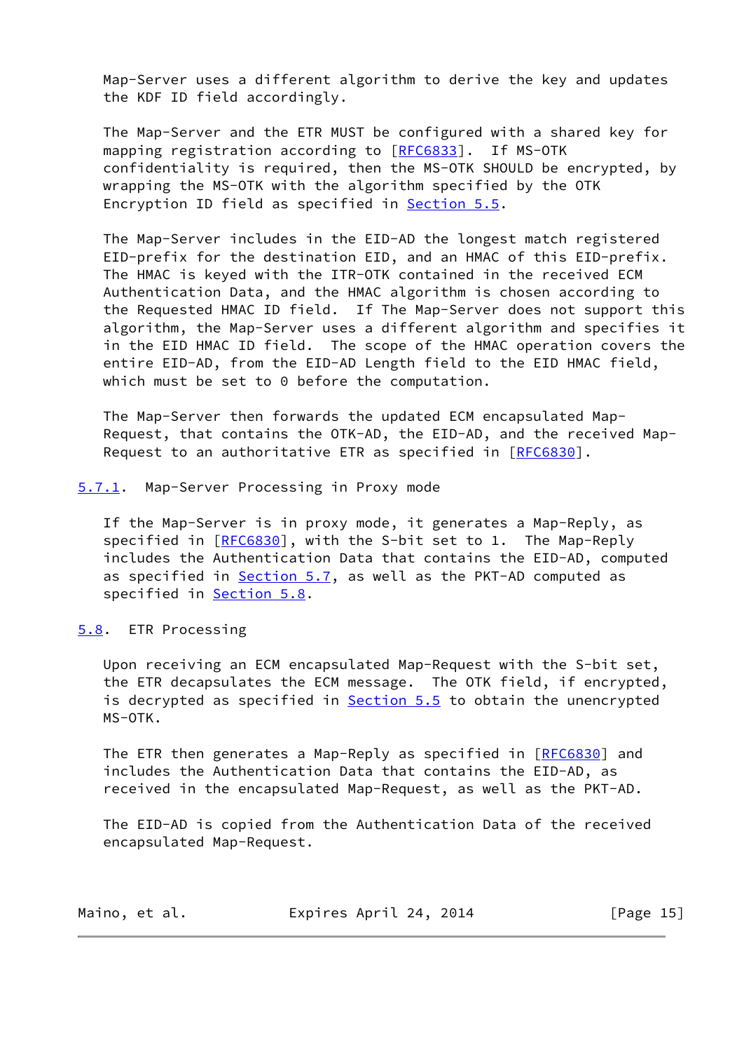Map-Server uses a different algorithm to derive the key and updates the KDF ID field accordingly.

The Map-Server and the ETR MUST be configured with a shared key for mapping registration according to [RFC6833]. If MS-OTK confidentiality is required, then the MS-OTK SHOULD be encrypted, by wrapping the MS-OTK with the algorithm specified by the OTK Encryption ID field as specified in Section 5.5.

The Map-Server includes in the EID-AD the longest match registered EID-prefix for the destination EID, and an HMAC of this EID-prefix. The HMAC is keyed with the ITR-OTK contained in the received ECM Authentication Data, and the HMAC algorithm is chosen according to the Requested HMAC ID field. If The Map-Server does not support this algorithm, the Map-Server uses a different algorithm and specifies it in the EID HMAC ID field. The scope of the HMAC operation covers the entire EID-AD, from the EID-AD Length field to the EID HMAC field, which must be set to 0 before the computation.

The Map-Server then forwards the updated ECM encapsulated Map-Request, that contains the OTK-AD, the EID-AD, and the received Map-Request to an authoritative ETR as specified in [RFC6830].

### 5.7.1. Map-Server Processing in Proxy mode

If the Map-Server is in proxy mode, it generates a Map-Reply, as specified in [RFC6830], with the S-bit set to 1. The Map-Reply includes the Authentication Data that contains the EID-AD, computed as specified in Section 5.7, as well as the PKT-AD computed as specified in Section 5.8.

## 5.8. ETR Processing

Upon receiving an ECM encapsulated Map-Request with the S-bit set, the ETR decapsulates the ECM message. The OTK field, if encrypted, is decrypted as specified in Section 5.5 to obtain the unencrypted MS-OTK.

The ETR then generates a Map-Reply as specified in [RFC6830] and includes the Authentication Data that contains the EID-AD, as received in the encapsulated Map-Request, as well as the PKT-AD.

The EID-AD is copied from the Authentication Data of the received encapsulated Map-Request.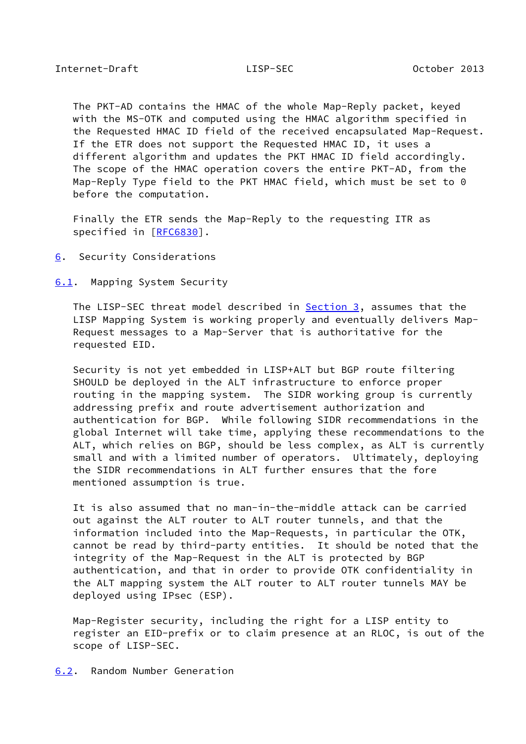The PKT-AD contains the HMAC of the whole Map-Reply packet, keyed with the MS-OTK and computed using the HMAC algorithm specified in the Requested HMAC ID field of the received encapsulated Map-Request. If the ETR does not support the Requested HMAC ID, it uses a different algorithm and updates the PKT HMAC ID field accordingly. The scope of the HMAC operation covers the entire PKT-AD, from the Map-Reply Type field to the PKT HMAC field, which must be set to 0 before the computation.

Finally the ETR sends the Map-Reply to the requesting ITR as specified in [RFC6830].

## 6. Security Considerations

### 6.1. Mapping System Security

The LISP-SEC threat model described in Section 3, assumes that the LISP Mapping System is working properly and eventually delivers Map-Request messages to a Map-Server that is authoritative for the requested EID.

Security is not yet embedded in LISP+ALT but BGP route filtering SHOULD be deployed in the ALT infrastructure to enforce proper routing in the mapping system. The SIDR working group is currently addressing prefix and route advertisement authorization and authentication for BGP. While following SIDR recommendations in the global Internet will take time, applying these recommendations to the ALT, which relies on BGP, should be less complex, as ALT is currently small and with a limited number of operators. Ultimately, deploying the SIDR recommendations in ALT further ensures that the fore mentioned assumption is true.

It is also assumed that no man-in-the-middle attack can be carried out against the ALT router to ALT router tunnels, and that the information included into the Map-Requests, in particular the OTK, cannot be read by third-party entities. It should be noted that the integrity of the Map-Request in the ALT is protected by BGP authentication, and that in order to provide OTK confidentiality in the ALT mapping system the ALT router to ALT router tunnels MAY be deployed using IPsec (ESP).

Map-Register security, including the right for a LISP entity to register an EID-prefix or to claim presence at an RLOC, is out of the scope of LISP-SEC.

### 6.2. Random Number Generation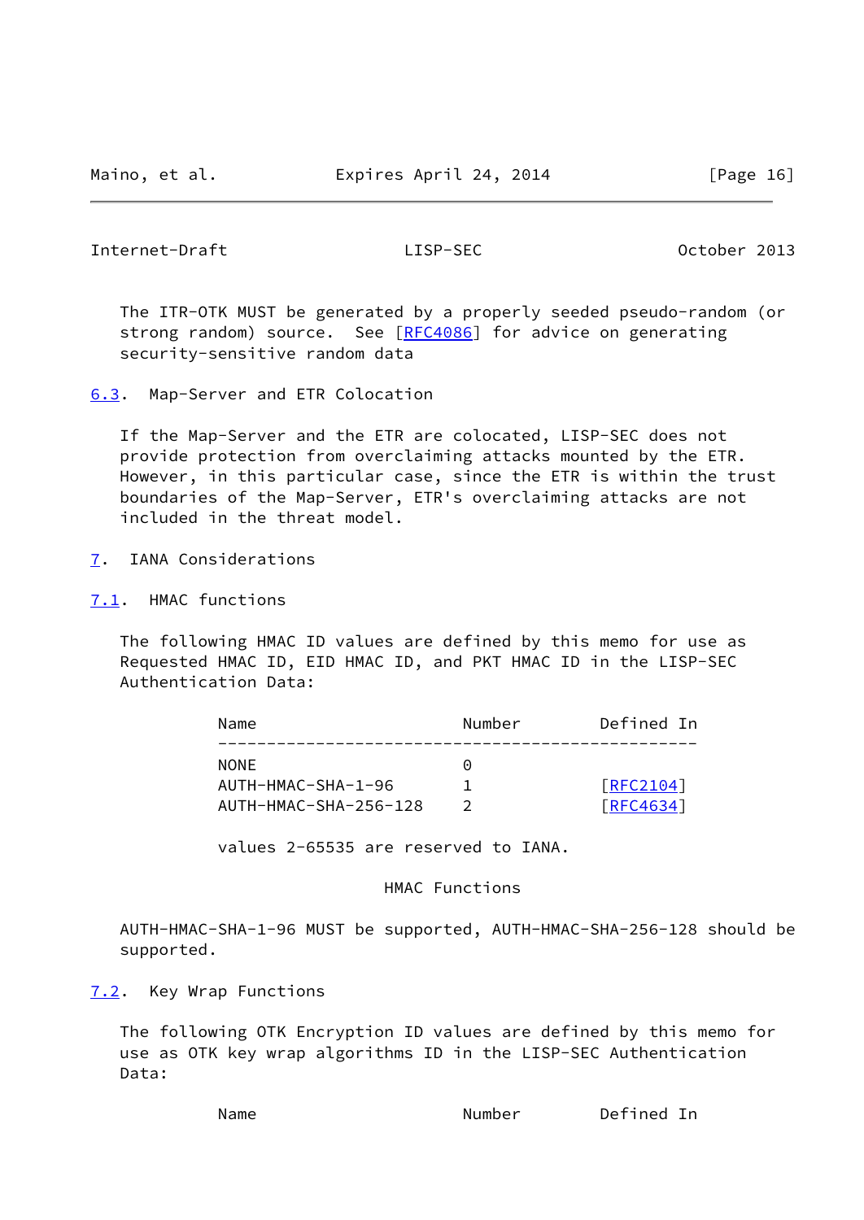The ITR-OTK MUST be generated by a properly seeded pseudo-random (or strong random) source. See [RFC4086] for advice on generating security-sensitive random data

## 6.3. Map-Server and ETR Colocation

If the Map-Server and the ETR are colocated, LISP-SEC does not provide protection from overclaiming attacks mounted by the ETR. However, in this particular case, since the ETR is within the trust boundaries of the Map-Server, ETR's overclaiming attacks are not included in the threat model.

# 7. IANA Considerations

## 7.1. HMAC functions

The following HMAC ID values are defined by this memo for use as Requested HMAC ID, EID HMAC ID, and PKT HMAC ID in the LISP-SEC Authentication Data:

| Name | Number | Defined In |
|---|---|---|
| NONE | 0 | |
| AUTH-HMAC-SHA-1-96 | 1 | [RFC2104] |
| AUTH-HMAC-SHA-256-128 | 2 | [RFC4634] |

values 2-65535 are reserved to IANA.

HMAC Functions

AUTH-HMAC-SHA-1-96 MUST be supported, AUTH-HMAC-SHA-256-128 should be supported.

## 7.2. Key Wrap Functions

The following OTK Encryption ID values are defined by this memo for use as OTK key wrap algorithms ID in the LISP-SEC Authentication Data:

| Name | Number | Defined In |
|---|---|---|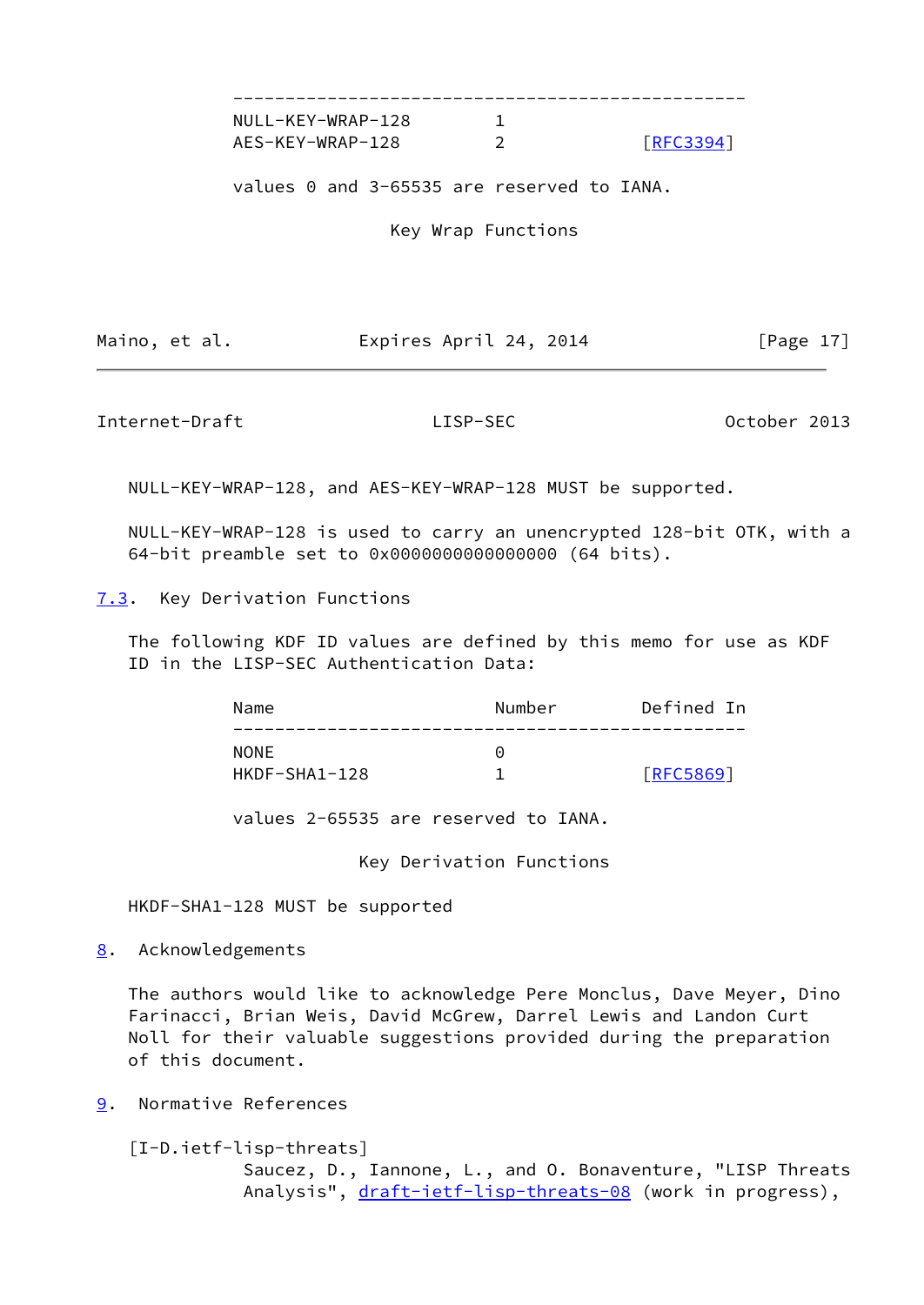| Name | Number | Defined In |
| --- | --- | --- |
| NULL-KEY-WRAP-128 | 1 | |
| AES-KEY-WRAP-128 | 2 | [RFC3394] |

values 0 and 3-65535 are reserved to IANA.

Key Wrap Functions

NULL-KEY-WRAP-128, and AES-KEY-WRAP-128 MUST be supported.

NULL-KEY-WRAP-128 is used to carry an unencrypted 128-bit OTK, with a 64-bit preamble set to 0x0000000000000000 (64 bits).

### 7.3. Key Derivation Functions

The following KDF ID values are defined by this memo for use as KDF ID in the LISP-SEC Authentication Data:

| Name | Number | Defined In |
| --- | --- | --- |
| NONE | 0 | |
| HKDF-SHA1-128 | 1 | [RFC5869] |

values 2-65535 are reserved to IANA.

Key Derivation Functions

HKDF-SHA1-128 MUST be supported

## 8. Acknowledgements

The authors would like to acknowledge Pere Monclus, Dave Meyer, Dino Farinacci, Brian Weis, David McGrew, Darrel Lewis and Landon Curt Noll for their valuable suggestions provided during the preparation of this document.

## 9. Normative References

[I-D.ietf-lisp-threats]
Saucez, D., Iannone, L., and O. Bonaventure, "LISP Threats Analysis", draft-ietf-lisp-threats-08 (work in progress),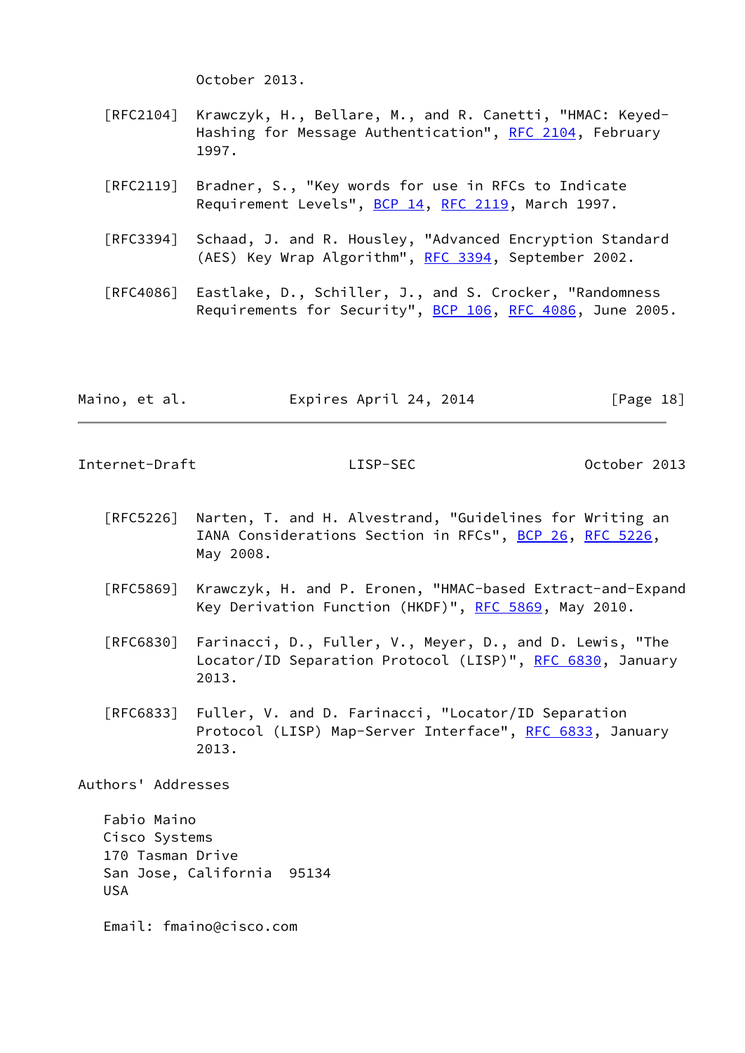October 2013.

[RFC2104] Krawczyk, H., Bellare, M., and R. Canetti, "HMAC: Keyed-Hashing for Message Authentication", RFC 2104, February 1997.

[RFC2119] Bradner, S., "Key words for use in RFCs to Indicate Requirement Levels", BCP 14, RFC 2119, March 1997.

[RFC3394] Schaad, J. and R. Housley, "Advanced Encryption Standard (AES) Key Wrap Algorithm", RFC 3394, September 2002.

[RFC4086] Eastlake, D., Schiller, J., and S. Crocker, "Randomness Requirements for Security", BCP 106, RFC 4086, June 2005.

[RFC5226] Narten, T. and H. Alvestrand, "Guidelines for Writing an IANA Considerations Section in RFCs", BCP 26, RFC 5226, May 2008.

[RFC5869] Krawczyk, H. and P. Eronen, "HMAC-based Extract-and-Expand Key Derivation Function (HKDF)", RFC 5869, May 2010.

[RFC6830] Farinacci, D., Fuller, V., Meyer, D., and D. Lewis, "The Locator/ID Separation Protocol (LISP)", RFC 6830, January 2013.

[RFC6833] Fuller, V. and D. Farinacci, "Locator/ID Separation Protocol (LISP) Map-Server Interface", RFC 6833, January 2013.

## Authors' Addresses

Fabio Maino
Cisco Systems
170 Tasman Drive
San Jose, California 95134
USA

Email: fmaino@cisco.com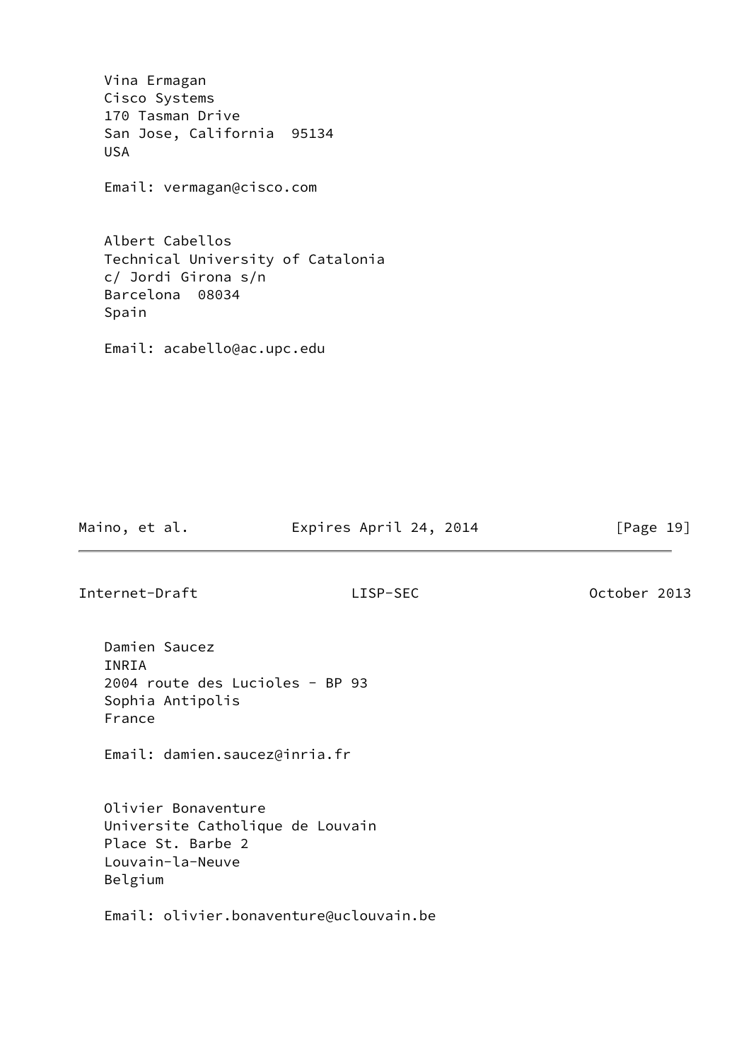Vina Ermagan
Cisco Systems
170 Tasman Drive
San Jose, California  95134
USA

Email: vermagan@cisco.com

Albert Cabellos
Technical University of Catalonia
c/ Jordi Girona s/n
Barcelona  08034
Spain

Email: acabello@ac.upc.edu

Damien Saucez
INRIA
2004 route des Lucioles - BP 93
Sophia Antipolis
France

Email: damien.saucez@inria.fr

Olivier Bonaventure
Universite Catholique de Louvain
Place St. Barbe 2
Louvain-la-Neuve
Belgium

Email: olivier.bonaventure@uclouvain.be